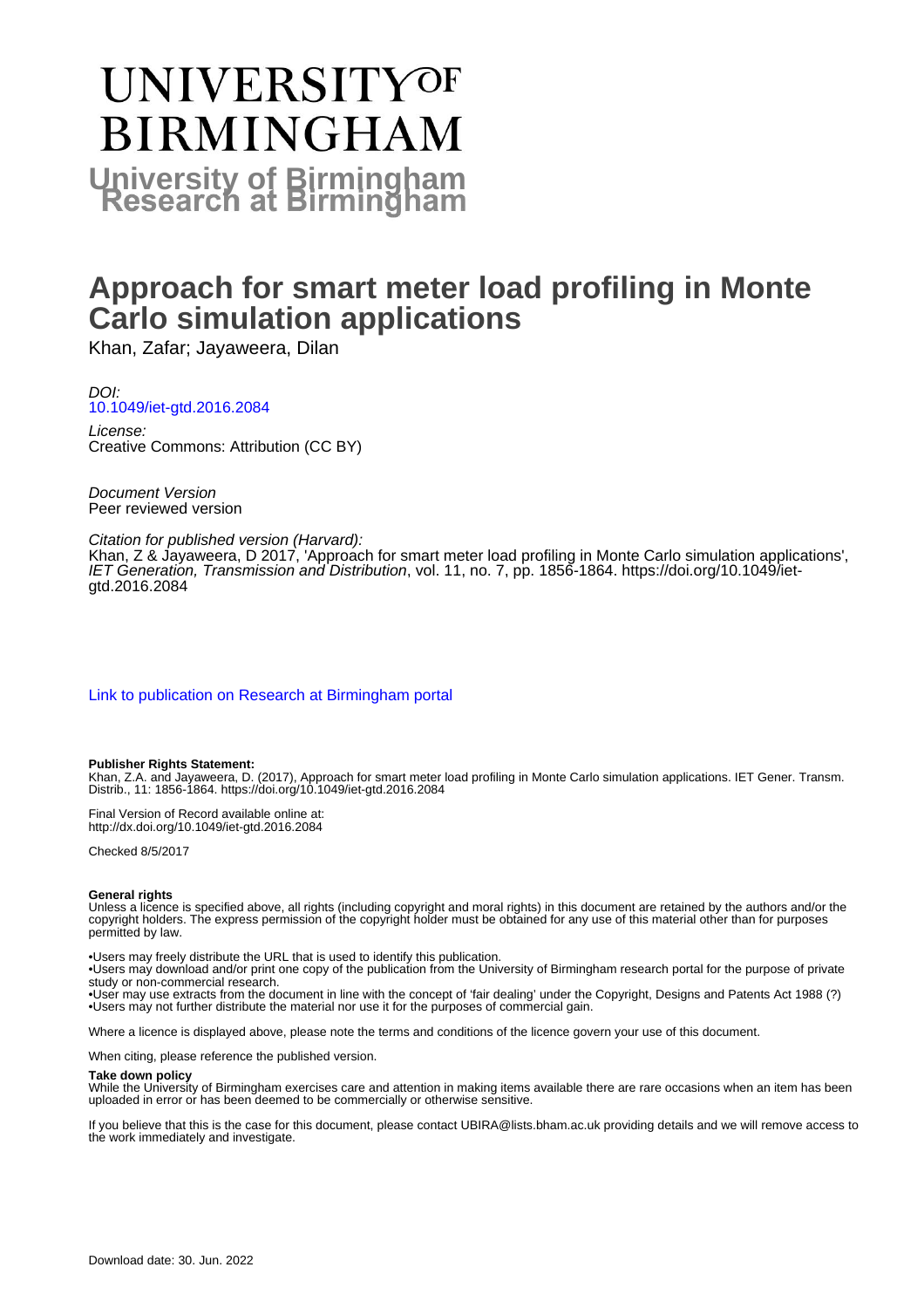# UNIVERSITY OF BIRMINGHAM

**University of Birmingham Research at Birmingham**

# Approach for smart meter load profiling in Monte Carlo simulation applications

Khan, Zafar; Jayaweera, Dilan

*DOI:*
10.1049/iet-gtd.2016.2084

*License:*
Creative Commons: Attribution (CC BY)

*Document Version*
Peer reviewed version

*Citation for published version (Harvard):*
Khan, Z & Jayaweera, D 2017, 'Approach for smart meter load profiling in Monte Carlo simulation applications', *IET Generation, Transmission and Distribution*, vol. 11, no. 7, pp. 1856-1864. https://doi.org/10.1049/iet-gtd.2016.2084

Link to publication on Research at Birmingham portal

**Publisher Rights Statement:**
Khan, Z.A. and Jayaweera, D. (2017), Approach for smart meter load profiling in Monte Carlo simulation applications. IET Gener. Transm. Distrib., 11: 1856-1864. https://doi.org/10.1049/iet-gtd.2016.2084

Final Version of Record available online at: http://dx.doi.org/10.1049/iet-gtd.2016.2084

Checked 8/5/2017

**General rights**
Unless a licence is specified above, all rights (including copyright and moral rights) in this document are retained by the authors and/or the copyright holders. The express permission of the copyright holder must be obtained for any use of this material other than for purposes permitted by law.

- Users may freely distribute the URL that is used to identify this publication.
- Users may download and/or print one copy of the publication from the University of Birmingham research portal for the purpose of private study or non-commercial research.
- User may use extracts from the document in line with the concept of 'fair dealing' under the Copyright, Designs and Patents Act 1988 (?)
- Users may not further distribute the material nor use it for the purposes of commercial gain.

Where a licence is displayed above, please note the terms and conditions of the licence govern your use of this document.

When citing, please reference the published version.

**Take down policy**
While the University of Birmingham exercises care and attention in making items available there are rare occasions when an item has been uploaded in error or has been deemed to be commercially or otherwise sensitive.

If you believe that this is the case for this document, please contact UBIRA@lists.bham.ac.uk providing details and we will remove access to the work immediately and investigate.

Download date: 30. Jun. 2022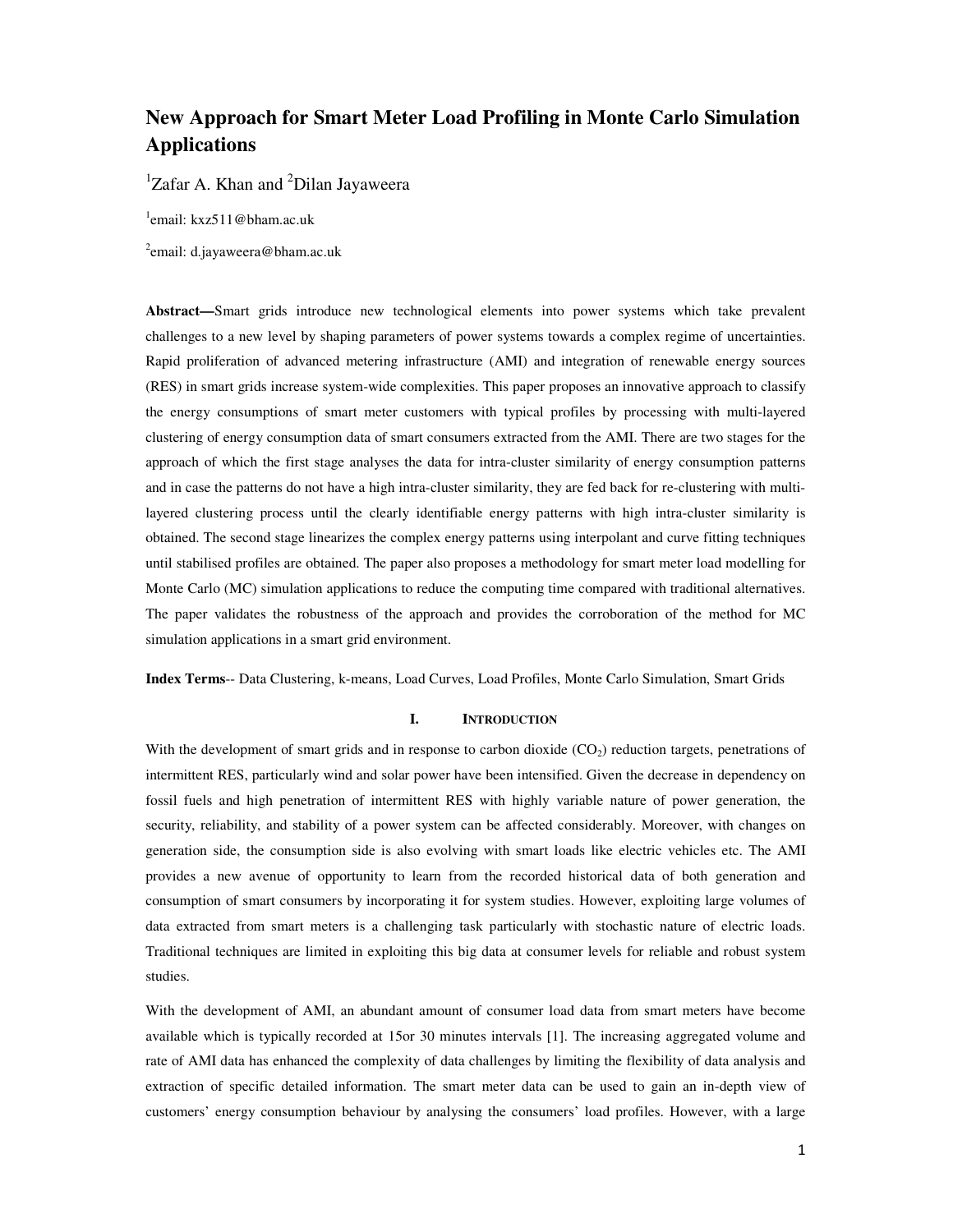# New Approach for Smart Meter Load Profiling in Monte Carlo Simulation Applications

[1]Zafar A. Khan and [2]Dilan Jayaweera

[1]email: kxz511@bham.ac.uk

[2]email: d.jayaweera@bham.ac.uk

**Abstract—**Smart grids introduce new technological elements into power systems which take prevalent challenges to a new level by shaping parameters of power systems towards a complex regime of uncertainties. Rapid proliferation of advanced metering infrastructure (AMI) and integration of renewable energy sources (RES) in smart grids increase system-wide complexities. This paper proposes an innovative approach to classify the energy consumptions of smart meter customers with typical profiles by processing with multi-layered clustering of energy consumption data of smart consumers extracted from the AMI. There are two stages for the approach of which the first stage analyses the data for intra-cluster similarity of energy consumption patterns and in case the patterns do not have a high intra-cluster similarity, they are fed back for re-clustering with multi-layered clustering process until the clearly identifiable energy patterns with high intra-cluster similarity is obtained. The second stage linearizes the complex energy patterns using interpolant and curve fitting techniques until stabilised profiles are obtained. The paper also proposes a methodology for smart meter load modelling for Monte Carlo (MC) simulation applications to reduce the computing time compared with traditional alternatives. The paper validates the robustness of the approach and provides the corroboration of the method for MC simulation applications in a smart grid environment.

**Index Terms**-- Data Clustering, k-means, Load Curves, Load Profiles, Monte Carlo Simulation, Smart Grids

## I. INTRODUCTION

With the development of smart grids and in response to carbon dioxide ($CO_2$) reduction targets, penetrations of intermittent RES, particularly wind and solar power have been intensified. Given the decrease in dependency on fossil fuels and high penetration of intermittent RES with highly variable nature of power generation, the security, reliability, and stability of a power system can be affected considerably. Moreover, with changes on generation side, the consumption side is also evolving with smart loads like electric vehicles etc. The AMI provides a new avenue of opportunity to learn from the recorded historical data of both generation and consumption of smart consumers by incorporating it for system studies. However, exploiting large volumes of data extracted from smart meters is a challenging task particularly with stochastic nature of electric loads. Traditional techniques are limited in exploiting this big data at consumer levels for reliable and robust system studies.

With the development of AMI, an abundant amount of consumer load data from smart meters have become available which is typically recorded at 15or 30 minutes intervals [1]. The increasing aggregated volume and rate of AMI data has enhanced the complexity of data challenges by limiting the flexibility of data analysis and extraction of specific detailed information. The smart meter data can be used to gain an in-depth view of customers' energy consumption behaviour by analysing the consumers' load profiles. However, with a large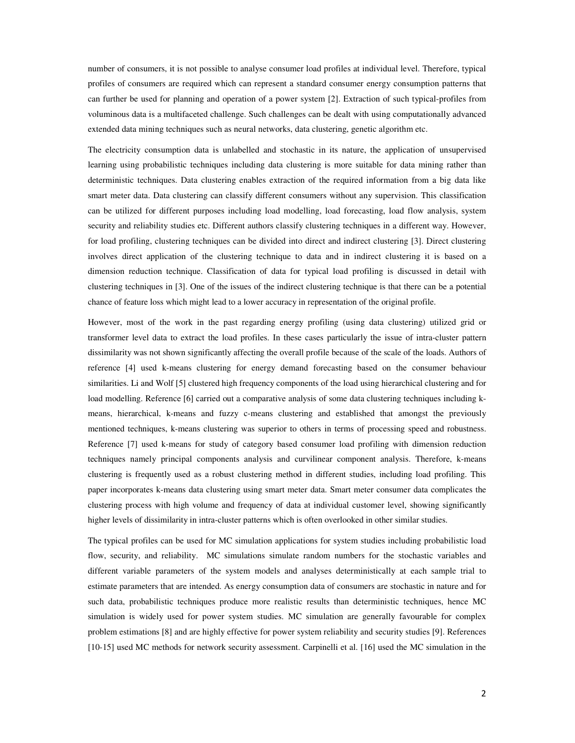number of consumers, it is not possible to analyse consumer load profiles at individual level. Therefore, typical profiles of consumers are required which can represent a standard consumer energy consumption patterns that can further be used for planning and operation of a power system [2]. Extraction of such typical-profiles from voluminous data is a multifaceted challenge. Such challenges can be dealt with using computationally advanced extended data mining techniques such as neural networks, data clustering, genetic algorithm etc.

The electricity consumption data is unlabelled and stochastic in its nature, the application of unsupervised learning using probabilistic techniques including data clustering is more suitable for data mining rather than deterministic techniques. Data clustering enables extraction of the required information from a big data like smart meter data. Data clustering can classify different consumers without any supervision. This classification can be utilized for different purposes including load modelling, load forecasting, load flow analysis, system security and reliability studies etc. Different authors classify clustering techniques in a different way. However, for load profiling, clustering techniques can be divided into direct and indirect clustering [3]. Direct clustering involves direct application of the clustering technique to data and in indirect clustering it is based on a dimension reduction technique. Classification of data for typical load profiling is discussed in detail with clustering techniques in [3]. One of the issues of the indirect clustering technique is that there can be a potential chance of feature loss which might lead to a lower accuracy in representation of the original profile.

However, most of the work in the past regarding energy profiling (using data clustering) utilized grid or transformer level data to extract the load profiles. In these cases particularly the issue of intra-cluster pattern dissimilarity was not shown significantly affecting the overall profile because of the scale of the loads. Authors of reference [4] used k-means clustering for energy demand forecasting based on the consumer behaviour similarities. Li and Wolf [5] clustered high frequency components of the load using hierarchical clustering and for load modelling. Reference [6] carried out a comparative analysis of some data clustering techniques including k-means, hierarchical, k-means and fuzzy c-means clustering and established that amongst the previously mentioned techniques, k-means clustering was superior to others in terms of processing speed and robustness. Reference [7] used k-means for study of category based consumer load profiling with dimension reduction techniques namely principal components analysis and curvilinear component analysis. Therefore, k-means clustering is frequently used as a robust clustering method in different studies, including load profiling. This paper incorporates k-means data clustering using smart meter data. Smart meter consumer data complicates the clustering process with high volume and frequency of data at individual customer level, showing significantly higher levels of dissimilarity in intra-cluster patterns which is often overlooked in other similar studies.

The typical profiles can be used for MC simulation applications for system studies including probabilistic load flow, security, and reliability. MC simulations simulate random numbers for the stochastic variables and different variable parameters of the system models and analyses deterministically at each sample trial to estimate parameters that are intended. As energy consumption data of consumers are stochastic in nature and for such data, probabilistic techniques produce more realistic results than deterministic techniques, hence MC simulation is widely used for power system studies. MC simulation are generally favourable for complex problem estimations [8] and are highly effective for power system reliability and security studies [9]. References [10-15] used MC methods for network security assessment. Carpinelli et al. [16] used the MC simulation in the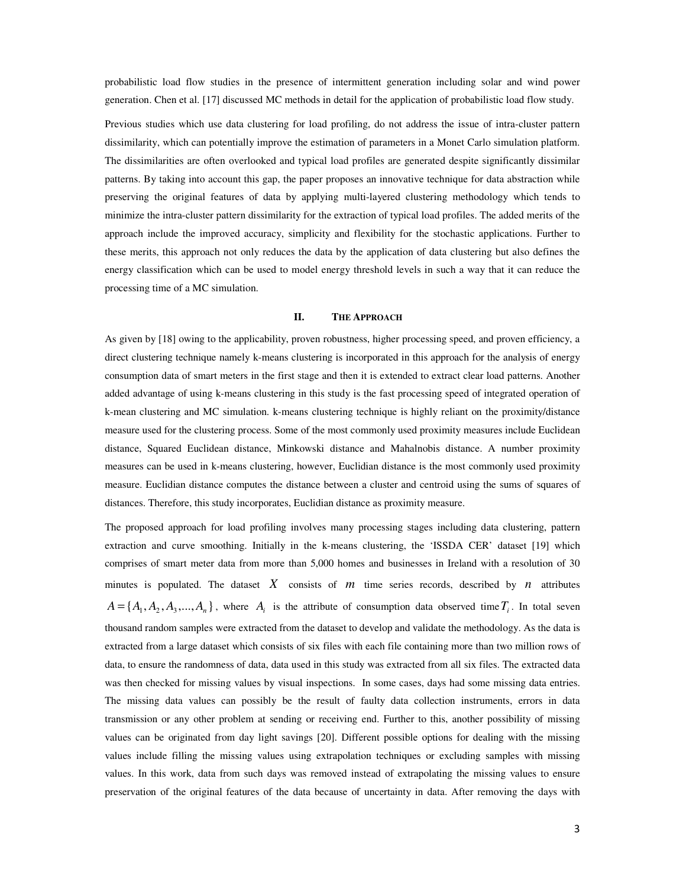probabilistic load flow studies in the presence of intermittent generation including solar and wind power generation. Chen et al. [17] discussed MC methods in detail for the application of probabilistic load flow study.

Previous studies which use data clustering for load profiling, do not address the issue of intra-cluster pattern dissimilarity, which can potentially improve the estimation of parameters in a Monet Carlo simulation platform. The dissimilarities are often overlooked and typical load profiles are generated despite significantly dissimilar patterns. By taking into account this gap, the paper proposes an innovative technique for data abstraction while preserving the original features of data by applying multi-layered clustering methodology which tends to minimize the intra-cluster pattern dissimilarity for the extraction of typical load profiles. The added merits of the approach include the improved accuracy, simplicity and flexibility for the stochastic applications. Further to these merits, this approach not only reduces the data by the application of data clustering but also defines the energy classification which can be used to model energy threshold levels in such a way that it can reduce the processing time of a MC simulation.

## II. The Approach

As given by [18] owing to the applicability, proven robustness, higher processing speed, and proven efficiency, a direct clustering technique namely k-means clustering is incorporated in this approach for the analysis of energy consumption data of smart meters in the first stage and then it is extended to extract clear load patterns. Another added advantage of using k-means clustering in this study is the fast processing speed of integrated operation of k-mean clustering and MC simulation. k-means clustering technique is highly reliant on the proximity/distance measure used for the clustering process. Some of the most commonly used proximity measures include Euclidean distance, Squared Euclidean distance, Minkowski distance and Mahalnobis distance. A number proximity measures can be used in k-means clustering, however, Euclidian distance is the most commonly used proximity measure. Euclidian distance computes the distance between a cluster and centroid using the sums of squares of distances. Therefore, this study incorporates, Euclidian distance as proximity measure.

The proposed approach for load profiling involves many processing stages including data clustering, pattern extraction and curve smoothing. Initially in the k-means clustering, the 'ISSDA CER' dataset [19] which comprises of smart meter data from more than 5,000 homes and businesses in Ireland with a resolution of 30 minutes is populated. The dataset $X$ consists of $m$ time series records, described by $n$ attributes $A = \{A_1, A_2, A_3, ..., A_n\}$, where $A_i$ is the attribute of consumption data observed time $T_i$. In total seven thousand random samples were extracted from the dataset to develop and validate the methodology. As the data is extracted from a large dataset which consists of six files with each file containing more than two million rows of data, to ensure the randomness of data, data used in this study was extracted from all six files. The extracted data was then checked for missing values by visual inspections. In some cases, days had some missing data entries. The missing data values can possibly be the result of faulty data collection instruments, errors in data transmission or any other problem at sending or receiving end. Further to this, another possibility of missing values can be originated from day light savings [20]. Different possible options for dealing with the missing values include filling the missing values using extrapolation techniques or excluding samples with missing values. In this work, data from such days was removed instead of extrapolating the missing values to ensure preservation of the original features of the data because of uncertainty in data. After removing the days with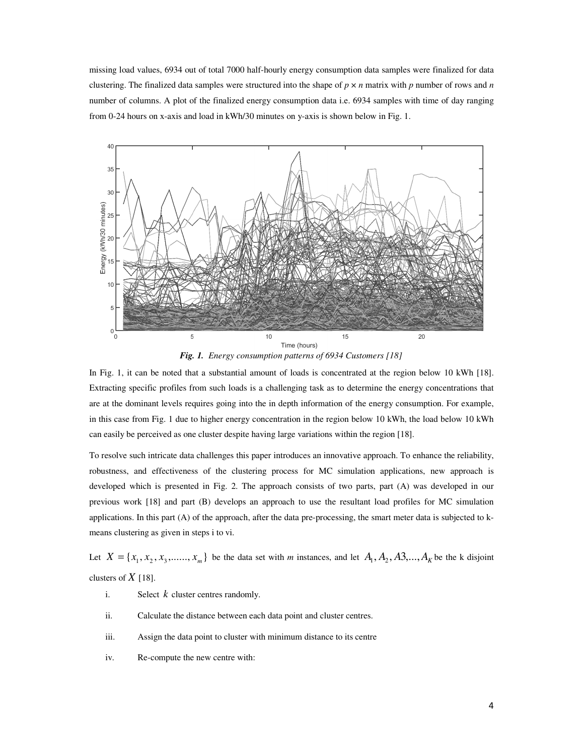missing load values, 6934 out of total 7000 half-hourly energy consumption data samples were finalized for data clustering. The finalized data samples were structured into the shape of $p \times n$ matrix with $p$ number of rows and $n$ number of columns. A plot of the finalized energy consumption data i.e. 6934 samples with time of day ranging from 0-24 hours on x-axis and load in kWh/30 minutes on y-axis is shown below in Fig. 1.

***Fig. 1.*** *Energy consumption patterns of 6934 Customers [18]*

In Fig. 1, it can be noted that a substantial amount of loads is concentrated at the region below 10 kWh [18]. Extracting specific profiles from such loads is a challenging task as to determine the energy concentrations that are at the dominant levels requires going into the in depth information of the energy consumption. For example, in this case from Fig. 1 due to higher energy concentration in the region below 10 kWh, the load below 10 kWh can easily be perceived as one cluster despite having large variations within the region [18].

To resolve such intricate data challenges this paper introduces an innovative approach. To enhance the reliability, robustness, and effectiveness of the clustering process for MC simulation applications, new approach is developed which is presented in Fig. 2. The approach consists of two parts, part (A) was developed in our previous work [18] and part (B) develops an approach to use the resultant load profiles for MC simulation applications. In this part (A) of the approach, after the data pre-processing, the smart meter data is subjected to k-means clustering as given in steps i to vi.

Let $X = \{x_1, x_2, x_3, ......, x_m\}$ be the data set with $m$ instances, and let $A_1, A_2, A3, ..., A_K$ be the k disjoint clusters of $X$ [18].

i. Select $k$ cluster centres randomly.

ii. Calculate the distance between each data point and cluster centres.

iii. Assign the data point to cluster with minimum distance to its centre

iv. Re-compute the new centre with: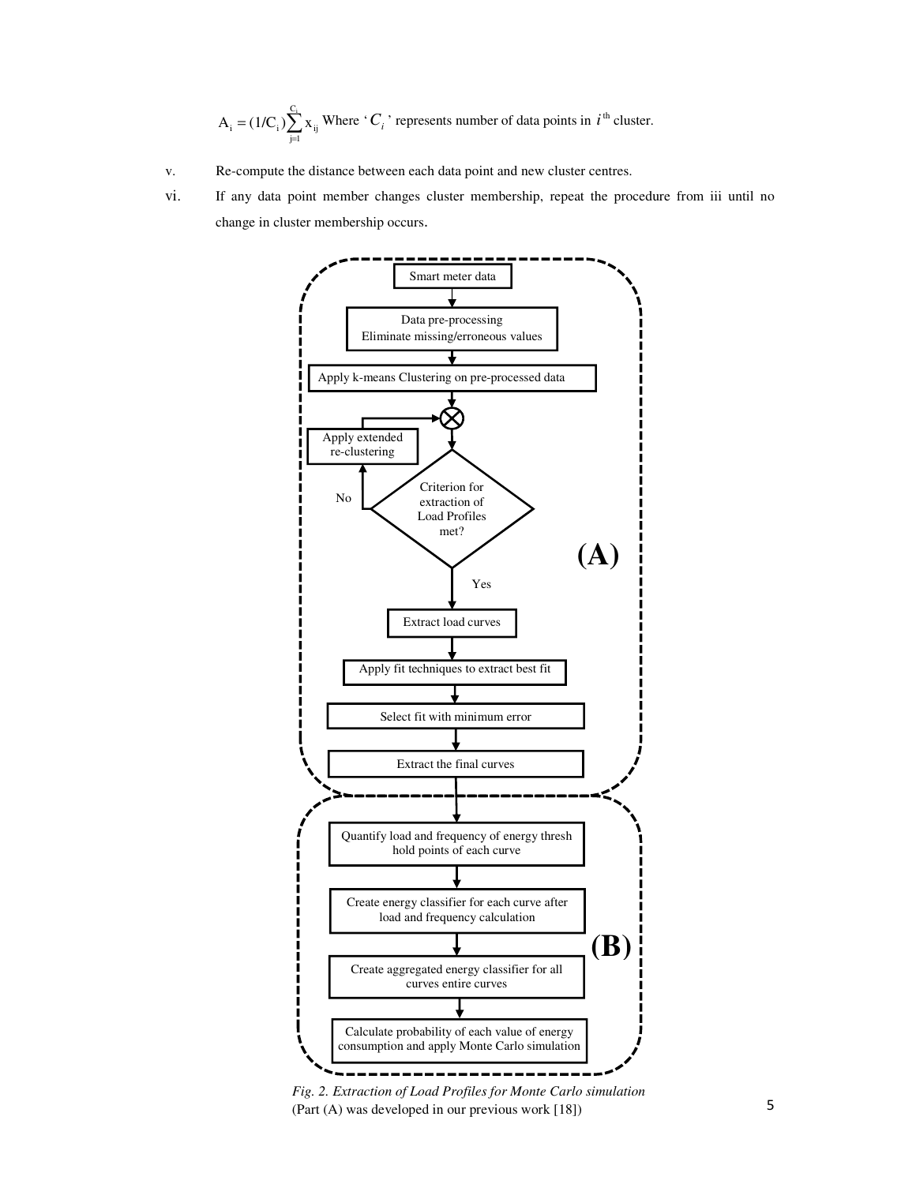$$A_i = (1/C_i)\sum_{j=1}^{C_i} x_{ij}$$ Where '$C_i$' represents number of data points in $i^{th}$ cluster.

v. Re-compute the distance between each data point and new cluster centres.

vi. If any data point member changes cluster membership, repeat the procedure from iii until no change in cluster membership occurs.

*Fig. 2. Extraction of Load Profiles for Monte Carlo simulation*
(Part (A) was developed in our previous work [18])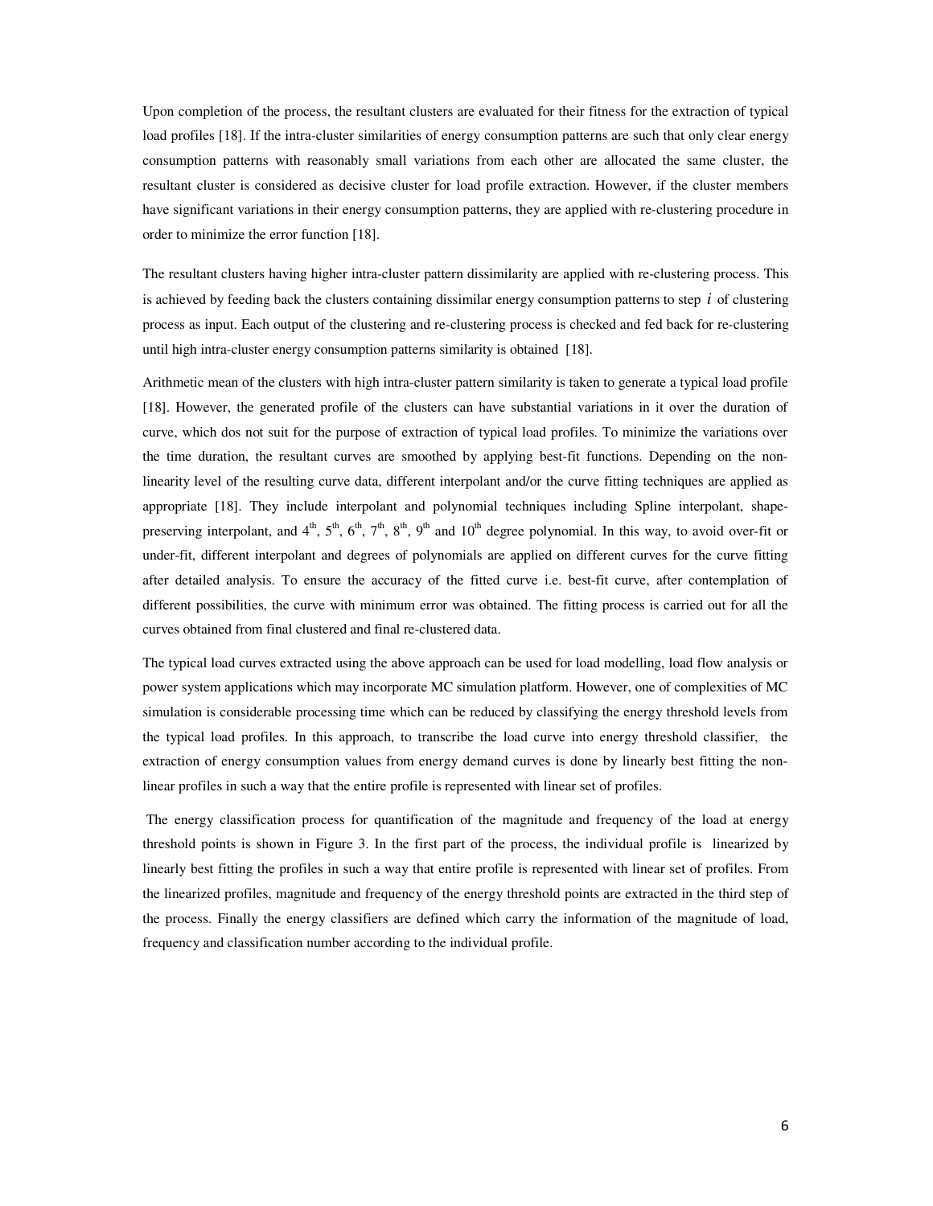Upon completion of the process, the resultant clusters are evaluated for their fitness for the extraction of typical load profiles [18]. If the intra-cluster similarities of energy consumption patterns are such that only clear energy consumption patterns with reasonably small variations from each other are allocated the same cluster, the resultant cluster is considered as decisive cluster for load profile extraction. However, if the cluster members have significant variations in their energy consumption patterns, they are applied with re-clustering procedure in order to minimize the error function [18].

The resultant clusters having higher intra-cluster pattern dissimilarity are applied with re-clustering process. This is achieved by feeding back the clusters containing dissimilar energy consumption patterns to step $i$ of clustering process as input. Each output of the clustering and re-clustering process is checked and fed back for re-clustering until high intra-cluster energy consumption patterns similarity is obtained [18].

Arithmetic mean of the clusters with high intra-cluster pattern similarity is taken to generate a typical load profile [18]. However, the generated profile of the clusters can have substantial variations in it over the duration of curve, which dos not suit for the purpose of extraction of typical load profiles. To minimize the variations over the time duration, the resultant curves are smoothed by applying best-fit functions. Depending on the non-linearity level of the resulting curve data, different interpolant and/or the curve fitting techniques are applied as appropriate [18]. They include interpolant and polynomial techniques including Spline interpolant, shape-preserving interpolant, and $4^{th}$, $5^{th}$, $6^{th}$, $7^{th}$, $8^{th}$, $9^{th}$ and $10^{th}$ degree polynomial. In this way, to avoid over-fit or under-fit, different interpolant and degrees of polynomials are applied on different curves for the curve fitting after detailed analysis. To ensure the accuracy of the fitted curve i.e. best-fit curve, after contemplation of different possibilities, the curve with minimum error was obtained. The fitting process is carried out for all the curves obtained from final clustered and final re-clustered data.

The typical load curves extracted using the above approach can be used for load modelling, load flow analysis or power system applications which may incorporate MC simulation platform. However, one of complexities of MC simulation is considerable processing time which can be reduced by classifying the energy threshold levels from the typical load profiles. In this approach, to transcribe the load curve into energy threshold classifier, the extraction of energy consumption values from energy demand curves is done by linearly best fitting the non-linear profiles in such a way that the entire profile is represented with linear set of profiles.

The energy classification process for quantification of the magnitude and frequency of the load at energy threshold points is shown in Figure 3. In the first part of the process, the individual profile is linearized by linearly best fitting the profiles in such a way that entire profile is represented with linear set of profiles. From the linearized profiles, magnitude and frequency of the energy threshold points are extracted in the third step of the process. Finally the energy classifiers are defined which carry the information of the magnitude of load, frequency and classification number according to the individual profile.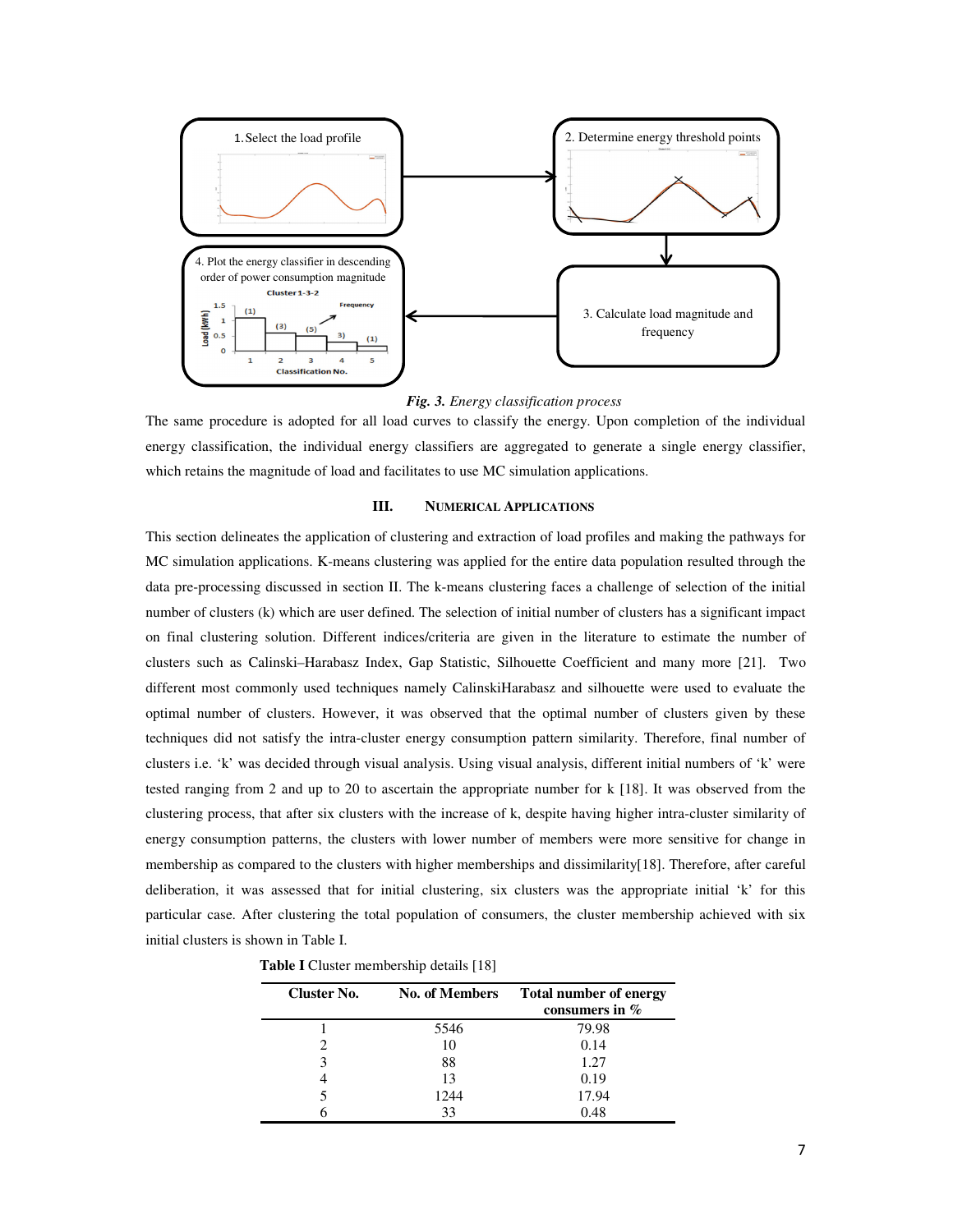*Fig. 3. Energy classification process*

The same procedure is adopted for all load curves to classify the energy. Upon completion of the individual energy classification, the individual energy classifiers are aggregated to generate a single energy classifier, which retains the magnitude of load and facilitates to use MC simulation applications.

## III. Numerical Applications

This section delineates the application of clustering and extraction of load profiles and making the pathways for MC simulation applications. K-means clustering was applied for the entire data population resulted through the data pre-processing discussed in section II. The k-means clustering faces a challenge of selection of the initial number of clusters (k) which are user defined. The selection of initial number of clusters has a significant impact on final clustering solution. Different indices/criteria are given in the literature to estimate the number of clusters such as Calinski–Harabasz Index, Gap Statistic, Silhouette Coefficient and many more [21]. Two different most commonly used techniques namely CalinskiHarabasz and silhouette were used to evaluate the optimal number of clusters. However, it was observed that the optimal number of clusters given by these techniques did not satisfy the intra-cluster energy consumption pattern similarity. Therefore, final number of clusters i.e. 'k' was decided through visual analysis. Using visual analysis, different initial numbers of 'k' were tested ranging from 2 and up to 20 to ascertain the appropriate number for k [18]. It was observed from the clustering process, that after six clusters with the increase of k, despite having higher intra-cluster similarity of energy consumption patterns, the clusters with lower number of members were more sensitive for change in membership as compared to the clusters with higher memberships and dissimilarity[18]. Therefore, after careful deliberation, it was assessed that for initial clustering, six clusters was the appropriate initial 'k' for this particular case. After clustering the total population of consumers, the cluster membership achieved with six initial clusters is shown in Table I.

**Table I** Cluster membership details [18]

| Cluster No. | No. of Members | Total number of energy consumers in % |
|---|---|---|
| 1 | 5546 | 79.98 |
| 2 | 10 | 0.14 |
| 3 | 88 | 1.27 |
| 4 | 13 | 0.19 |
| 5 | 1244 | 17.94 |
| 6 | 33 | 0.48 |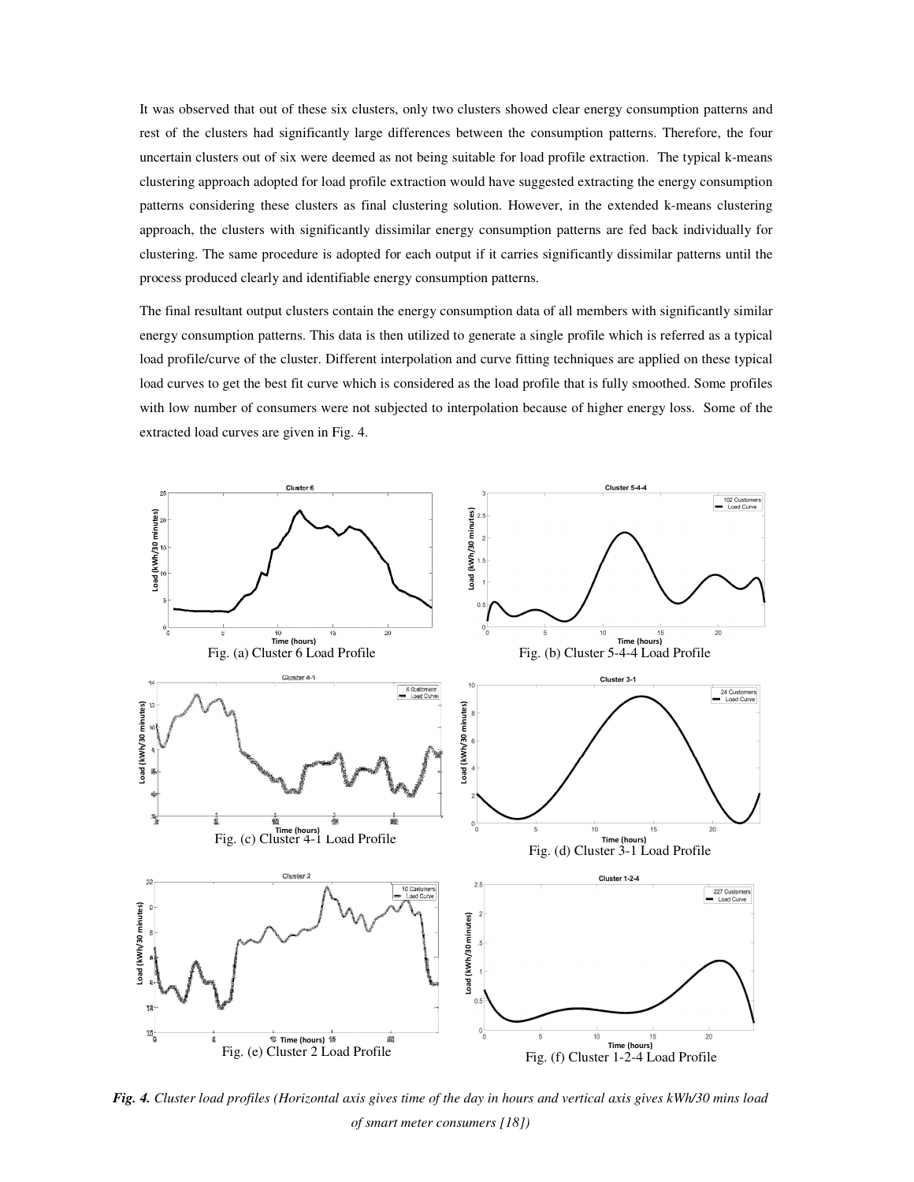It was observed that out of these six clusters, only two clusters showed clear energy consumption patterns and rest of the clusters had significantly large differences between the consumption patterns. Therefore, the four uncertain clusters out of six were deemed as not being suitable for load profile extraction. The typical k-means clustering approach adopted for load profile extraction would have suggested extracting the energy consumption patterns considering these clusters as final clustering solution. However, in the extended k-means clustering approach, the clusters with significantly dissimilar energy consumption patterns are fed back individually for clustering. The same procedure is adopted for each output if it carries significantly dissimilar patterns until the process produced clearly and identifiable energy consumption patterns.

The final resultant output clusters contain the energy consumption data of all members with significantly similar energy consumption patterns. This data is then utilized to generate a single profile which is referred as a typical load profile/curve of the cluster. Different interpolation and curve fitting techniques are applied on these typical load curves to get the best fit curve which is considered as the load profile that is fully smoothed. Some profiles with low number of consumers were not subjected to interpolation because of higher energy loss. Some of the extracted load curves are given in Fig. 4.

Fig. (a) Cluster 6 Load Profile

Fig. (b) Cluster 5-4-4 Load Profile

Fig. (c) Cluster 4-1 Load Profile

Fig. (d) Cluster 3-1 Load Profile

Fig. (e) Cluster 2 Load Profile

Fig. (f) Cluster 1-2-4 Load Profile

***Fig. 4.*** *Cluster load profiles (Horizontal axis gives time of the day in hours and vertical axis gives kWh/30 mins load of smart meter consumers [18])*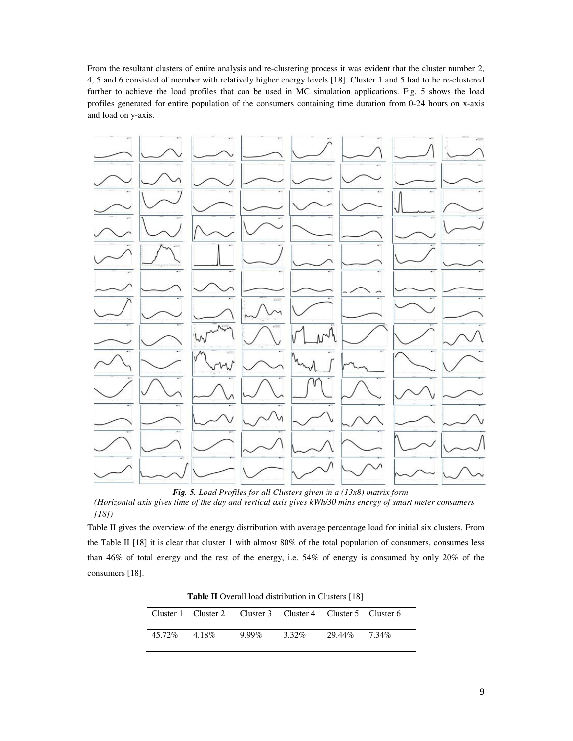From the resultant clusters of entire analysis and re-clustering process it was evident that the cluster number 2, 4, 5 and 6 consisted of member with relatively higher energy levels [18]. Cluster 1 and 5 had to be re-clustered further to achieve the load profiles that can be used in MC simulation applications. Fig. 5 shows the load profiles generated for entire population of the consumers containing time duration from 0-24 hours on x-axis and load on y-axis.

***Fig. 5.*** *Load Profiles for all Clusters given in a (13x8) matrix form*
*(Horizontal axis gives time of the day and vertical axis gives kWh/30 mins energy of smart meter consumers [18])*

Table II gives the overview of the energy distribution with average percentage load for initial six clusters. From the Table II [18] it is clear that cluster 1 with almost 80% of the total population of consumers, consumes less than 46% of total energy and the rest of the energy, i.e. 54% of energy is consumed by only 20% of the consumers [18].

**Table II** Overall load distribution in Clusters [18]

| Cluster 1 | Cluster 2 | Cluster 3 | Cluster 4 | Cluster 5 | Cluster 6 |
|---|---|---|---|---|---|
| 45.72% | 4.18% | 9.99% | 3.32% | 29.44% | 7.34% |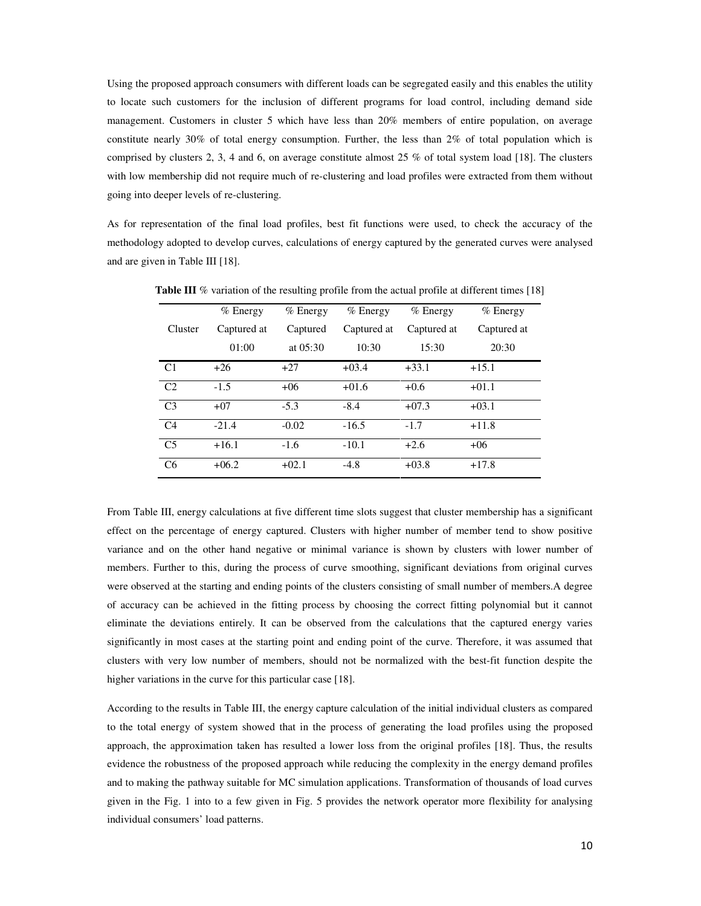Using the proposed approach consumers with different loads can be segregated easily and this enables the utility to locate such customers for the inclusion of different programs for load control, including demand side management. Customers in cluster 5 which have less than 20% members of entire population, on average constitute nearly 30% of total energy consumption. Further, the less than 2% of total population which is comprised by clusters 2, 3, 4 and 6, on average constitute almost 25 % of total system load [18]. The clusters with low membership did not require much of re-clustering and load profiles were extracted from them without going into deeper levels of re-clustering.

As for representation of the final load profiles, best fit functions were used, to check the accuracy of the methodology adopted to develop curves, calculations of energy captured by the generated curves were analysed and are given in Table III [18].

**Table III** % variation of the resulting profile from the actual profile at different times [18]

| Cluster | % Energy Captured at 01:00 | % Energy Captured at 05:30 | % Energy Captured at 10:30 | % Energy Captured at 15:30 | % Energy Captured at 20:30 |
|---|---|---|---|---|---|
| C1 | +26 | +27 | +03.4 | +33.1 | +15.1 |
| C2 | -1.5 | +06 | +01.6 | +0.6 | +01.1 |
| C3 | +07 | -5.3 | -8.4 | +07.3 | +03.1 |
| C4 | -21.4 | -0.02 | -16.5 | -1.7 | +11.8 |
| C5 | +16.1 | -1.6 | -10.1 | +2.6 | +06 |
| C6 | +06.2 | +02.1 | -4.8 | +03.8 | +17.8 |

From Table III, energy calculations at five different time slots suggest that cluster membership has a significant effect on the percentage of energy captured. Clusters with higher number of member tend to show positive variance and on the other hand negative or minimal variance is shown by clusters with lower number of members. Further to this, during the process of curve smoothing, significant deviations from original curves were observed at the starting and ending points of the clusters consisting of small number of members.A degree of accuracy can be achieved in the fitting process by choosing the correct fitting polynomial but it cannot eliminate the deviations entirely. It can be observed from the calculations that the captured energy varies significantly in most cases at the starting point and ending point of the curve. Therefore, it was assumed that clusters with very low number of members, should not be normalized with the best-fit function despite the higher variations in the curve for this particular case [18].

According to the results in Table III, the energy capture calculation of the initial individual clusters as compared to the total energy of system showed that in the process of generating the load profiles using the proposed approach, the approximation taken has resulted a lower loss from the original profiles [18]. Thus, the results evidence the robustness of the proposed approach while reducing the complexity in the energy demand profiles and to making the pathway suitable for MC simulation applications. Transformation of thousands of load curves given in the Fig. 1 into to a few given in Fig. 5 provides the network operator more flexibility for analysing individual consumers' load patterns.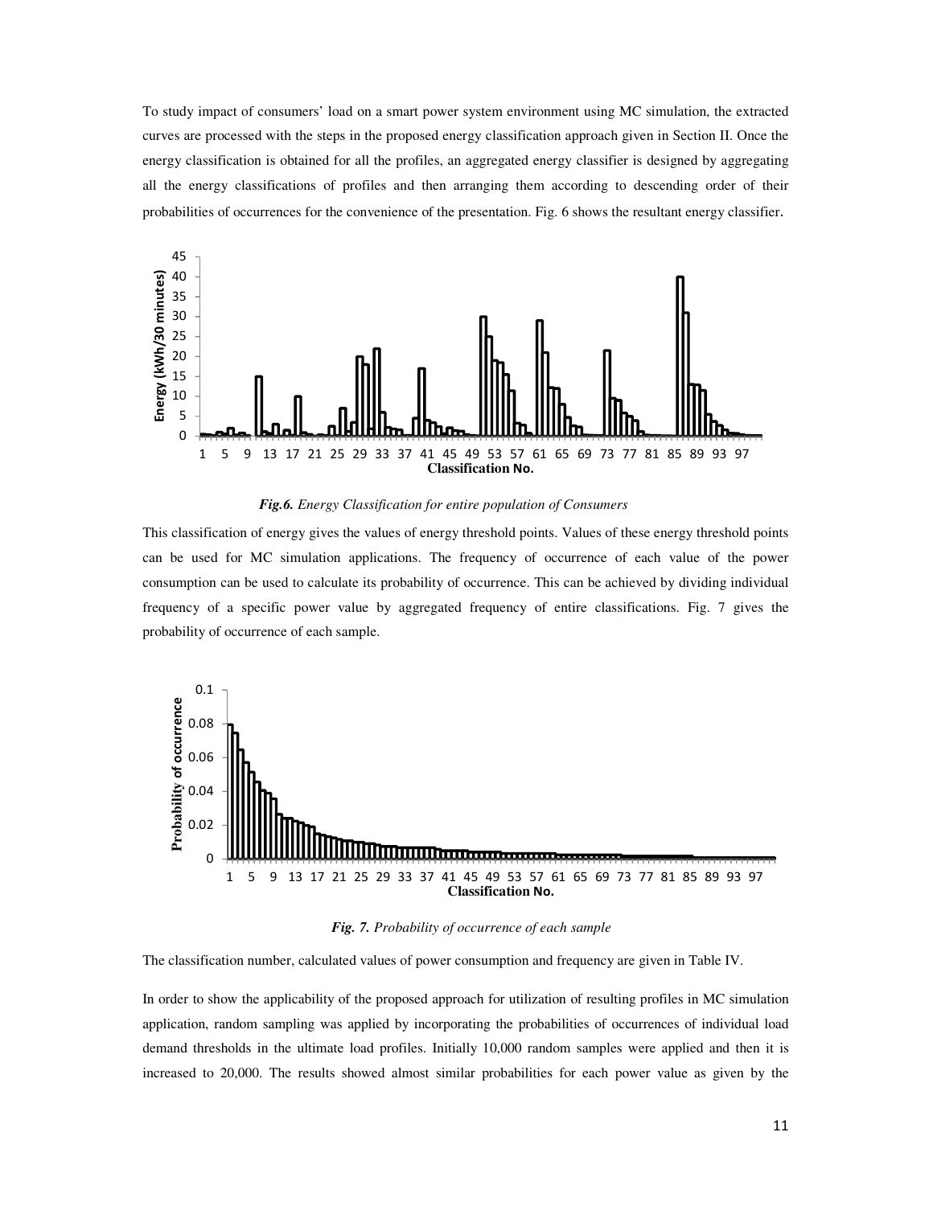To study impact of consumers' load on a smart power system environment using MC simulation, the extracted curves are processed with the steps in the proposed energy classification approach given in Section II. Once the energy classification is obtained for all the profiles, an aggregated energy classifier is designed by aggregating all the energy classifications of profiles and then arranging them according to descending order of their probabilities of occurrences for the convenience of the presentation. Fig. 6 shows the resultant energy classifier.

***Fig.6.*** *Energy Classification for entire population of Consumers*

This classification of energy gives the values of energy threshold points. Values of these energy threshold points can be used for MC simulation applications. The frequency of occurrence of each value of the power consumption can be used to calculate its probability of occurrence. This can be achieved by dividing individual frequency of a specific power value by aggregated frequency of entire classifications. Fig. 7 gives the probability of occurrence of each sample.

***Fig. 7.*** *Probability of occurrence of each sample*

The classification number, calculated values of power consumption and frequency are given in Table IV.

In order to show the applicability of the proposed approach for utilization of resulting profiles in MC simulation application, random sampling was applied by incorporating the probabilities of occurrences of individual load demand thresholds in the ultimate load profiles. Initially 10,000 random samples were applied and then it is increased to 20,000. The results showed almost similar probabilities for each power value as given by the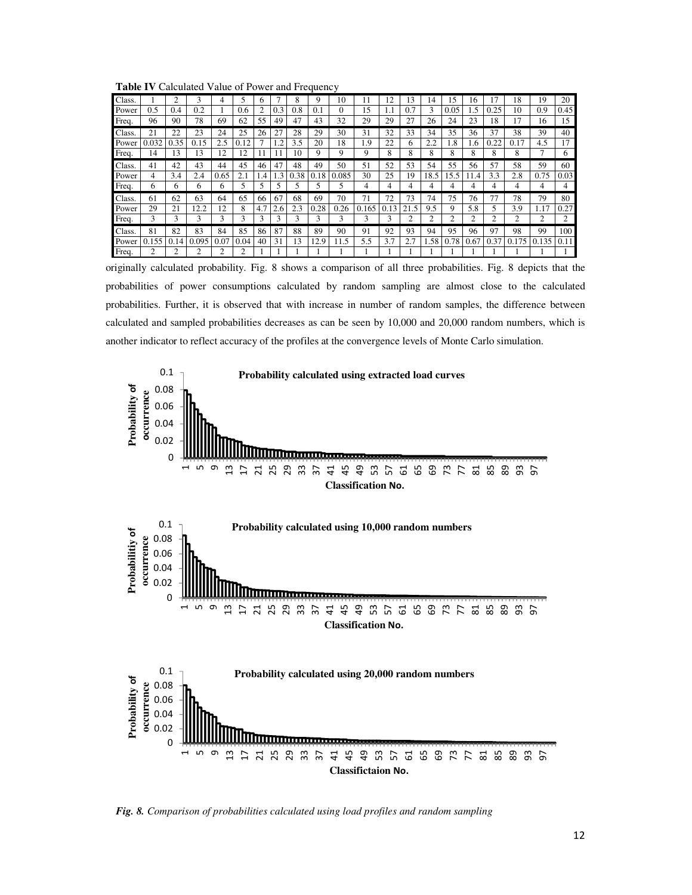**Table IV** Calculated Value of Power and Frequency

| Class. | 1 | 2 | 3 | 4 | 5 | 6 | 7 | 8 | 9 | 10 | 11 | 12 | 13 | 14 | 15 | 16 | 17 | 18 | 19 | 20 |
|---|---|---|---|---|---|---|---|---|---|---|---|---|---|---|---|---|---|---|---|---|
| Power | 0.5 | 0.4 | 0.2 | 1 | 0.6 | 2 | 0.3 | 0.8 | 0.1 | 0 | 15 | 1.1 | 0.7 | 3 | 0.05 | 1.5 | 0.25 | 10 | 0.9 | 0.45 |
| Freq. | 96 | 90 | 78 | 69 | 62 | 55 | 49 | 47 | 43 | 32 | 29 | 29 | 27 | 26 | 24 | 23 | 18 | 17 | 16 | 15 |
| Class. | 21 | 22 | 23 | 24 | 25 | 26 | 27 | 28 | 29 | 30 | 31 | 32 | 33 | 34 | 35 | 36 | 37 | 38 | 39 | 40 |
| Power | 0.032 | 0.35 | 0.15 | 2.5 | 0.12 | 7 | 1.2 | 3.5 | 20 | 18 | 1.9 | 22 | 6 | 2.2 | 1.8 | 1.6 | 0.22 | 0.17 | 4.5 | 17 |
| Freq. | 14 | 13 | 13 | 12 | 12 | 11 | 11 | 10 | 9 | 9 | 9 | 8 | 8 | 8 | 8 | 8 | 8 | 8 | 7 | 6 |
| Class. | 41 | 42 | 43 | 44 | 45 | 46 | 47 | 48 | 49 | 50 | 51 | 52 | 53 | 54 | 55 | 56 | 57 | 58 | 59 | 60 |
| Power | 4 | 3.4 | 2.4 | 0.65 | 2.1 | 1.4 | 1.3 | 0.38 | 0.18 | 0.085 | 30 | 25 | 19 | 18.5 | 15.5 | 11.4 | 3.3 | 2.8 | 0.75 | 0.03 |
| Freq. | 6 | 6 | 6 | 6 | 5 | 5 | 5 | 5 | 5 | 5 | 4 | 4 | 4 | 4 | 4 | 4 | 4 | 4 | 4 | 4 |
| Class. | 61 | 62 | 63 | 64 | 65 | 66 | 67 | 68 | 69 | 70 | 71 | 72 | 73 | 74 | 75 | 76 | 77 | 78 | 79 | 80 |
| Power | 29 | 21 | 12.2 | 12 | 8 | 4.7 | 2.6 | 2.3 | 0.28 | 0.26 | 0.165 | 0.13 | 21.5 | 9.5 | 9 | 5.8 | 5 | 3.9 | 1.17 | 0.27 |
| Freq. | 3 | 3 | 3 | 3 | 3 | 3 | 3 | 3 | 3 | 3 | 3 | 3 | 2 | 2 | 2 | 2 | 2 | 2 | 2 | 2 |
| Class. | 81 | 82 | 83 | 84 | 85 | 86 | 87 | 88 | 89 | 90 | 91 | 92 | 93 | 94 | 95 | 96 | 97 | 98 | 99 | 100 |
| Power | 0.155 | 0.14 | 0.095 | 0.07 | 0.04 | 40 | 31 | 13 | 12.9 | 11.5 | 5.5 | 3.7 | 2.7 | 1.58 | 0.78 | 0.67 | 0.37 | 0.175 | 0.135 | 0.11 |
| Freq. | 2 | 2 | 2 | 2 | 2 | 1 | 1 | 1 | 1 | 1 | 1 | 1 | 1 | 1 | 1 | 1 | 1 | 1 | 1 | 1 |

originally calculated probability. Fig. 8 shows a comparison of all three probabilities. Fig. 8 depicts that the probabilities of power consumptions calculated by random sampling are almost close to the calculated probabilities. Further, it is observed that with increase in number of random samples, the difference between calculated and sampled probabilities decreases as can be seen by 10,000 and 20,000 random numbers, which is another indicator to reflect accuracy of the profiles at the convergence levels of Monte Carlo simulation.

*Fig. 8. Comparison of probabilities calculated using load profiles and random sampling*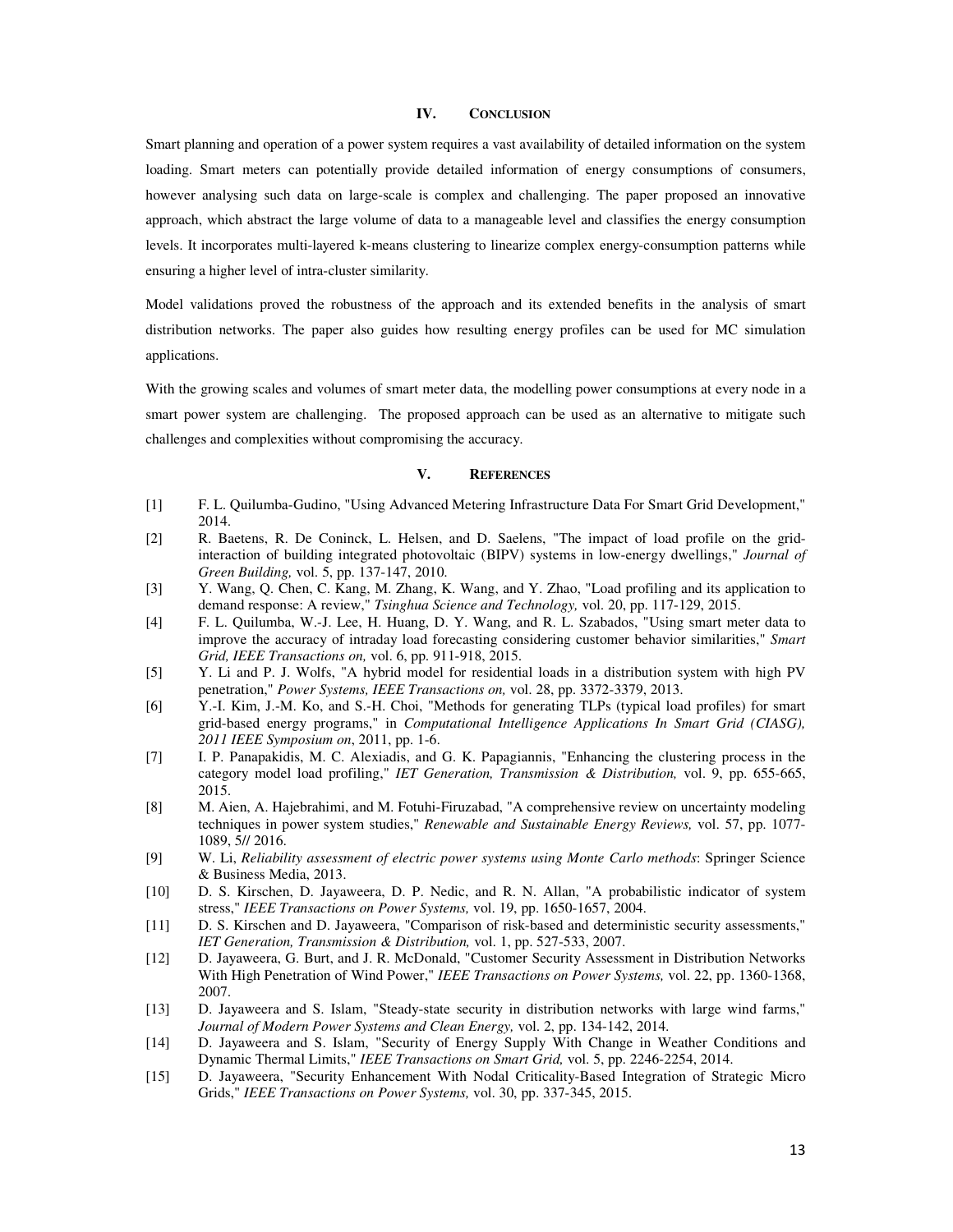## IV. Conclusion

Smart planning and operation of a power system requires a vast availability of detailed information on the system loading. Smart meters can potentially provide detailed information of energy consumptions of consumers, however analysing such data on large-scale is complex and challenging. The paper proposed an innovative approach, which abstract the large volume of data to a manageable level and classifies the energy consumption levels. It incorporates multi-layered k-means clustering to linearize complex energy-consumption patterns while ensuring a higher level of intra-cluster similarity.

Model validations proved the robustness of the approach and its extended benefits in the analysis of smart distribution networks. The paper also guides how resulting energy profiles can be used for MC simulation applications.

With the growing scales and volumes of smart meter data, the modelling power consumptions at every node in a smart power system are challenging. The proposed approach can be used as an alternative to mitigate such challenges and complexities without compromising the accuracy.

## V. References

[1] F. L. Quilumba-Gudino, "Using Advanced Metering Infrastructure Data For Smart Grid Development," 2014.

[2] R. Baetens, R. De Coninck, L. Helsen, and D. Saelens, "The impact of load profile on the grid-interaction of building integrated photovoltaic (BIPV) systems in low-energy dwellings," *Journal of Green Building,* vol. 5, pp. 137-147, 2010.

[3] Y. Wang, Q. Chen, C. Kang, M. Zhang, K. Wang, and Y. Zhao, "Load profiling and its application to demand response: A review," *Tsinghua Science and Technology,* vol. 20, pp. 117-129, 2015.

[4] F. L. Quilumba, W.-J. Lee, H. Huang, D. Y. Wang, and R. L. Szabados, "Using smart meter data to improve the accuracy of intraday load forecasting considering customer behavior similarities," *Smart Grid, IEEE Transactions on,* vol. 6, pp. 911-918, 2015.

[5] Y. Li and P. J. Wolfs, "A hybrid model for residential loads in a distribution system with high PV penetration," *Power Systems, IEEE Transactions on,* vol. 28, pp. 3372-3379, 2013.

[6] Y.-I. Kim, J.-M. Ko, and S.-H. Choi, "Methods for generating TLPs (typical load profiles) for smart grid-based energy programs," in *Computational Intelligence Applications In Smart Grid (CIASG), 2011 IEEE Symposium on*, 2011, pp. 1-6.

[7] I. P. Panapakidis, M. C. Alexiadis, and G. K. Papagiannis, "Enhancing the clustering process in the category model load profiling," *IET Generation, Transmission & Distribution,* vol. 9, pp. 655-665, 2015.

[8] M. Aien, A. Hajebrahimi, and M. Fotuhi-Firuzabad, "A comprehensive review on uncertainty modeling techniques in power system studies," *Renewable and Sustainable Energy Reviews,* vol. 57, pp. 1077-1089, 5// 2016.

[9] W. Li, *Reliability assessment of electric power systems using Monte Carlo methods*: Springer Science & Business Media, 2013.

[10] D. S. Kirschen, D. Jayaweera, D. P. Nedic, and R. N. Allan, "A probabilistic indicator of system stress," *IEEE Transactions on Power Systems,* vol. 19, pp. 1650-1657, 2004.

[11] D. S. Kirschen and D. Jayaweera, "Comparison of risk-based and deterministic security assessments," *IET Generation, Transmission & Distribution,* vol. 1, pp. 527-533, 2007.

[12] D. Jayaweera, G. Burt, and J. R. McDonald, "Customer Security Assessment in Distribution Networks With High Penetration of Wind Power," *IEEE Transactions on Power Systems,* vol. 22, pp. 1360-1368, 2007.

[13] D. Jayaweera and S. Islam, "Steady-state security in distribution networks with large wind farms," *Journal of Modern Power Systems and Clean Energy,* vol. 2, pp. 134-142, 2014.

[14] D. Jayaweera and S. Islam, "Security of Energy Supply With Change in Weather Conditions and Dynamic Thermal Limits," *IEEE Transactions on Smart Grid,* vol. 5, pp. 2246-2254, 2014.

[15] D. Jayaweera, "Security Enhancement With Nodal Criticality-Based Integration of Strategic Micro Grids," *IEEE Transactions on Power Systems,* vol. 30, pp. 337-345, 2015.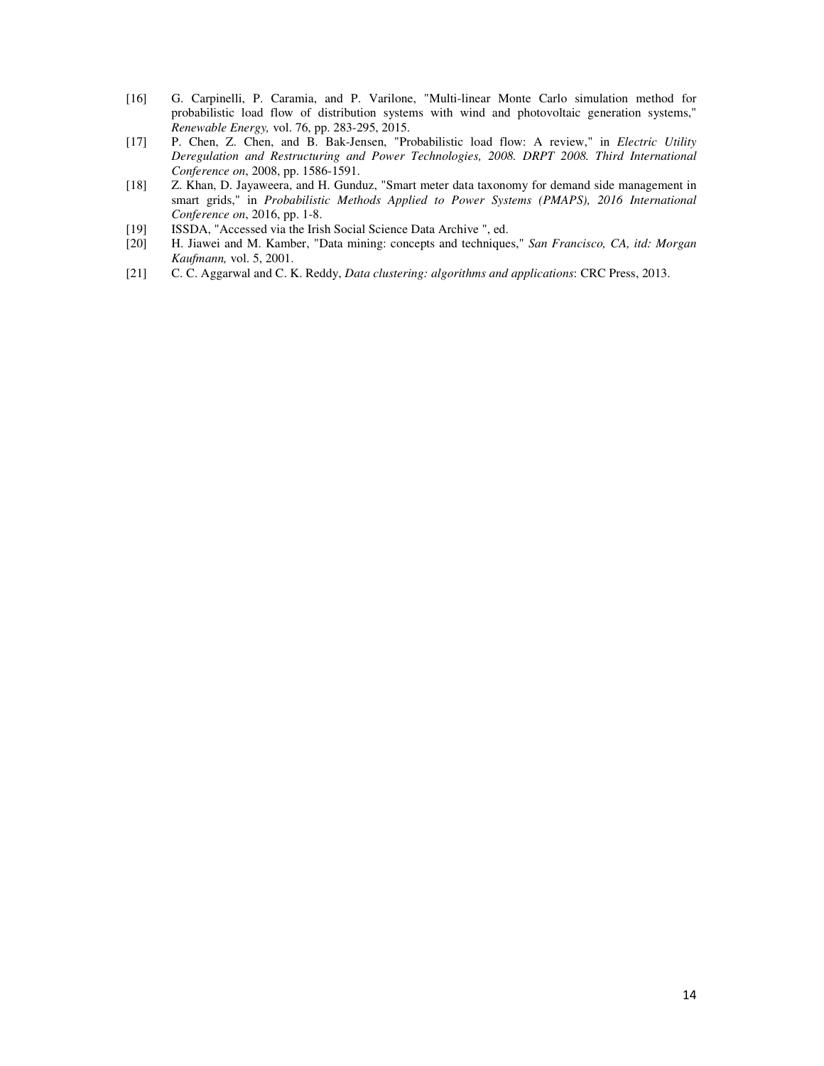[16] G. Carpinelli, P. Caramia, and P. Varilone, "Multi-linear Monte Carlo simulation method for probabilistic load flow of distribution systems with wind and photovoltaic generation systems," *Renewable Energy,* vol. 76, pp. 283-295, 2015.

[17] P. Chen, Z. Chen, and B. Bak-Jensen, "Probabilistic load flow: A review," in *Electric Utility Deregulation and Restructuring and Power Technologies, 2008. DRPT 2008. Third International Conference on*, 2008, pp. 1586-1591.

[18] Z. Khan, D. Jayaweera, and H. Gunduz, "Smart meter data taxonomy for demand side management in smart grids," in *Probabilistic Methods Applied to Power Systems (PMAPS), 2016 International Conference on*, 2016, pp. 1-8.

[19] ISSDA, "Accessed via the Irish Social Science Data Archive ", ed.

[20] H. Jiawei and M. Kamber, "Data mining: concepts and techniques," *San Francisco, CA, itd: Morgan Kaufmann,* vol. 5, 2001.

[21] C. C. Aggarwal and C. K. Reddy, *Data clustering: algorithms and applications*: CRC Press, 2013.